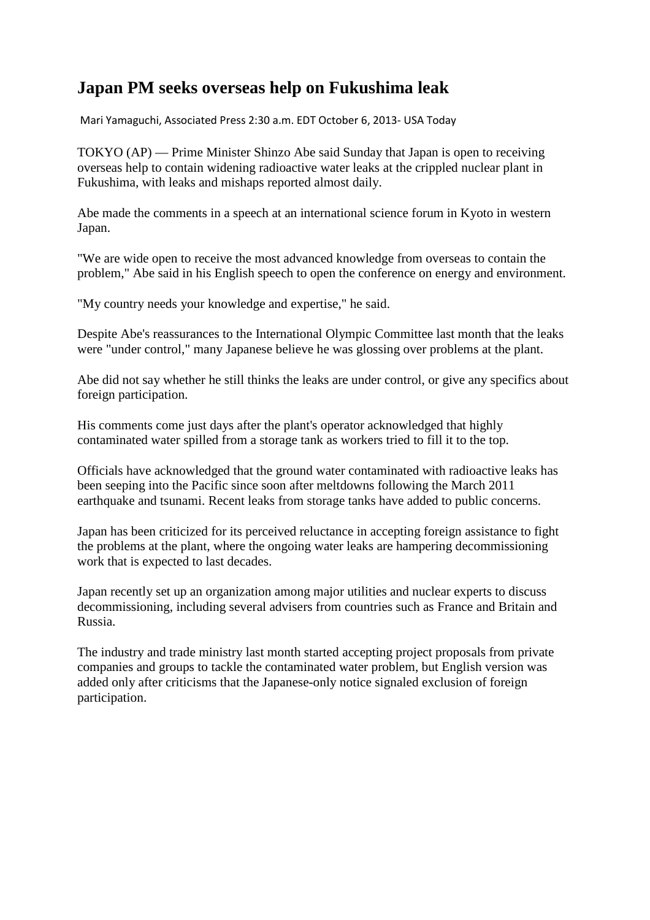# Japan PM seeks overseas help on Fukushima leak

Mari Yamaguchi, Associated Press 2:30 a.m. EDT October 6, 2013- USA Today

TOKYO (AP) — Prime Minister Shinzo Abe said Sunday that Japan is open to receiving overseas help to contain widening radioactive water leaks at the crippled nuclear plant in Fukushima, with leaks and mishaps reported almost daily.

Abe made the comments in a speech at an international science forum in Kyoto in western Japan.

"We are wide open to receive the most advanced knowledge from overseas to contain the problem," Abe said in his English speech to open the conference on energy and environment.

"My country needs your knowledge and expertise," he said.

Despite Abe's reassurances to the International Olympic Committee last month that the leaks were "under control," many Japanese believe he was glossing over problems at the plant.

Abe did not say whether he still thinks the leaks are under control, or give any specifics about foreign participation.

His comments come just days after the plant's operator acknowledged that highly contaminated water spilled from a storage tank as workers tried to fill it to the top.

Officials have acknowledged that the ground water contaminated with radioactive leaks has been seeping into the Pacific since soon after meltdowns following the March 2011 earthquake and tsunami. Recent leaks from storage tanks have added to public concerns.

Japan has been criticized for its perceived reluctance in accepting foreign assistance to fight the problems at the plant, where the ongoing water leaks are hampering decommissioning work that is expected to last decades.

Japan recently set up an organization among major utilities and nuclear experts to discuss decommissioning, including several advisers from countries such as France and Britain and Russia.

The industry and trade ministry last month started accepting project proposals from private companies and groups to tackle the contaminated water problem, but English version was added only after criticisms that the Japanese-only notice signaled exclusion of foreign participation.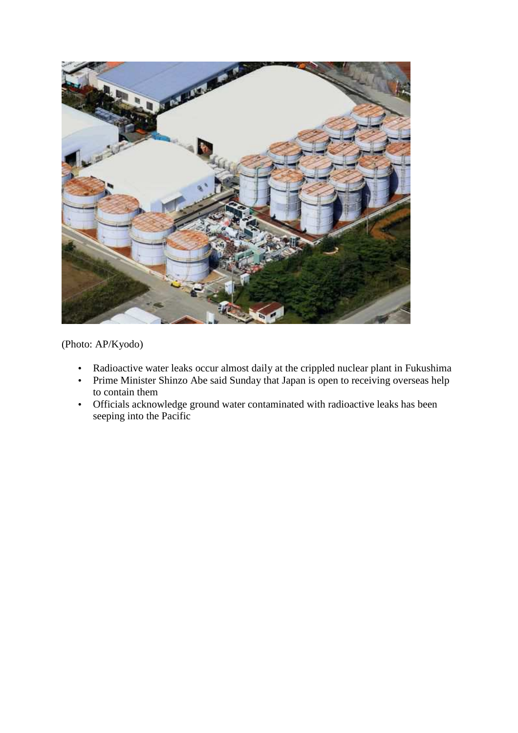(Photo: AP/Kyodo)

- Radioactive water leaks occur almost daily at the crippled nuclear plant in Fukushima
- Prime Minister Shinzo Abe said Sunday that Japan is open to receiving overseas help to contain them
- Officials acknowledge ground water contaminated with radioactive leaks has been seeping into the Pacific